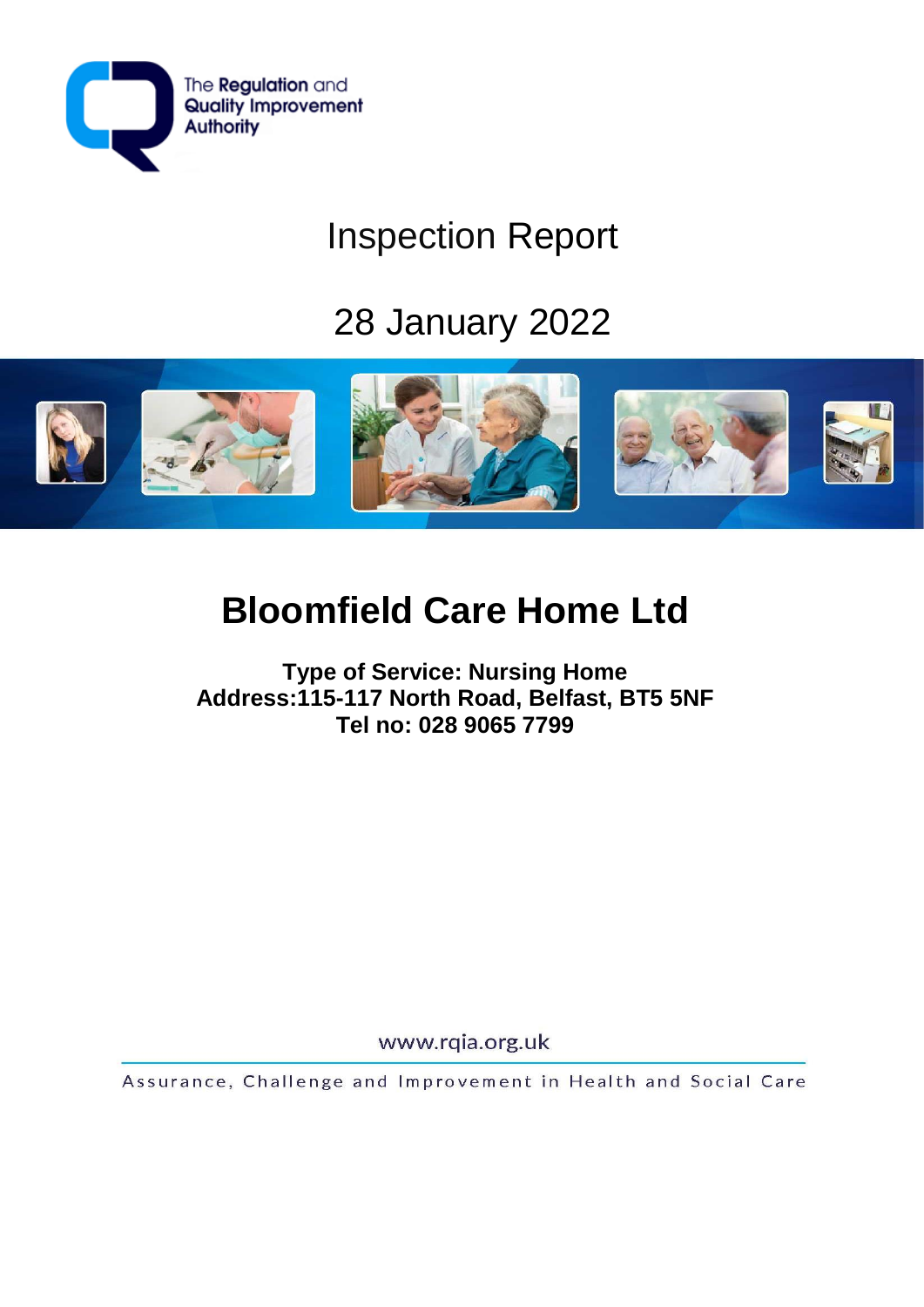The Regulation and Quality Improvement Authority

# Inspection Report

## 28 January 2022

# Bloomfield Care Home Ltd

**Type of Service: Nursing Home**
**Address:115-117 North Road, Belfast, BT5 5NF**
**Tel no: 028 9065 7799**

www.rqia.org.uk

Assurance, Challenge and Improvement in Health and Social Care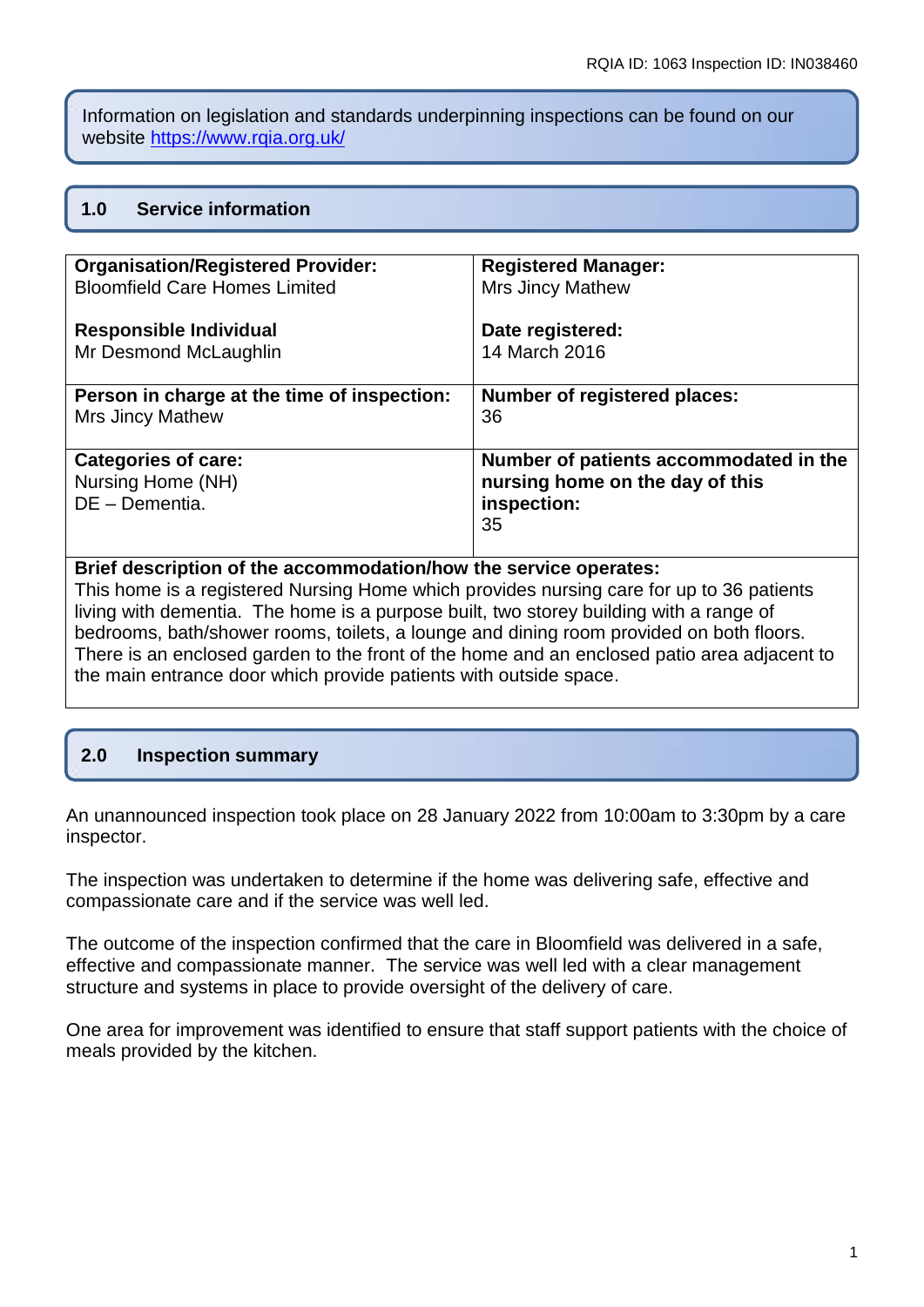Information on legislation and standards underpinning inspections can be found on our website https://www.rqia.org.uk/

## 1.0 Service information

| **Organisation/Registered Provider:**<br>Bloomfield Care Homes Limited<br><br>**Responsible Individual**<br>Mr Desmond McLaughlin | **Registered Manager:**<br>Mrs Jincy Mathew<br><br>**Date registered:**<br>14 March 2016 |
|---|---|
| **Person in charge at the time of inspection:**<br>Mrs Jincy Mathew | **Number of registered places:**<br>36 |
| **Categories of care:**<br>Nursing Home (NH)<br>DE – Dementia. | **Number of patients accommodated in the nursing home on the day of this inspection:**<br>35 |
| **Brief description of the accommodation/how the service operates:**<br>This home is a registered Nursing Home which provides nursing care for up to 36 patients living with dementia. The home is a purpose built, two storey building with a range of bedrooms, bath/shower rooms, toilets, a lounge and dining room provided on both floors. There is an enclosed garden to the front of the home and an enclosed patio area adjacent to the main entrance door which provide patients with outside space. | |

## 2.0 Inspection summary

An unannounced inspection took place on 28 January 2022 from 10:00am to 3:30pm by a care inspector.

The inspection was undertaken to determine if the home was delivering safe, effective and compassionate care and if the service was well led.

The outcome of the inspection confirmed that the care in Bloomfield was delivered in a safe, effective and compassionate manner. The service was well led with a clear management structure and systems in place to provide oversight of the delivery of care.

One area for improvement was identified to ensure that staff support patients with the choice of meals provided by the kitchen.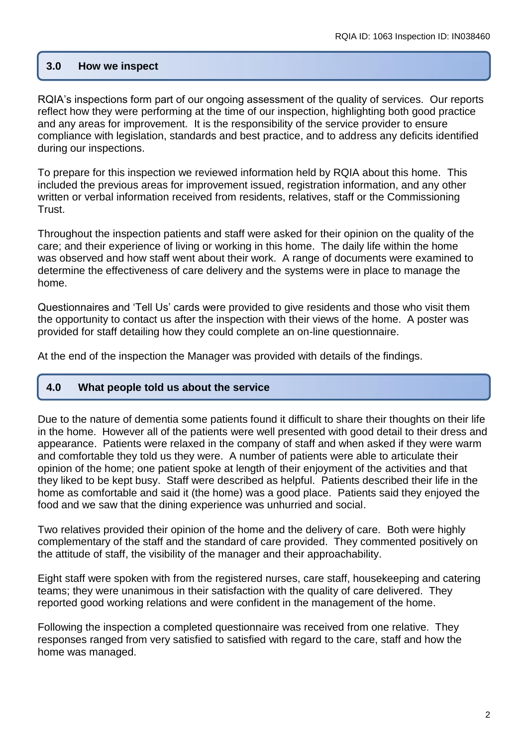## 3.0 How we inspect

RQIA's inspections form part of our ongoing assessment of the quality of services. Our reports reflect how they were performing at the time of our inspection, highlighting both good practice and any areas for improvement. It is the responsibility of the service provider to ensure compliance with legislation, standards and best practice, and to address any deficits identified during our inspections.

To prepare for this inspection we reviewed information held by RQIA about this home. This included the previous areas for improvement issued, registration information, and any other written or verbal information received from residents, relatives, staff or the Commissioning Trust.

Throughout the inspection patients and staff were asked for their opinion on the quality of the care; and their experience of living or working in this home. The daily life within the home was observed and how staff went about their work. A range of documents were examined to determine the effectiveness of care delivery and the systems were in place to manage the home.

Questionnaires and 'Tell Us' cards were provided to give residents and those who visit them the opportunity to contact us after the inspection with their views of the home. A poster was provided for staff detailing how they could complete an on-line questionnaire.

At the end of the inspection the Manager was provided with details of the findings.

## 4.0 What people told us about the service

Due to the nature of dementia some patients found it difficult to share their thoughts on their life in the home. However all of the patients were well presented with good detail to their dress and appearance. Patients were relaxed in the company of staff and when asked if they were warm and comfortable they told us they were. A number of patients were able to articulate their opinion of the home; one patient spoke at length of their enjoyment of the activities and that they liked to be kept busy. Staff were described as helpful. Patients described their life in the home as comfortable and said it (the home) was a good place. Patients said they enjoyed the food and we saw that the dining experience was unhurried and social.

Two relatives provided their opinion of the home and the delivery of care. Both were highly complementary of the staff and the standard of care provided. They commented positively on the attitude of staff, the visibility of the manager and their approachability.

Eight staff were spoken with from the registered nurses, care staff, housekeeping and catering teams; they were unanimous in their satisfaction with the quality of care delivered. They reported good working relations and were confident in the management of the home.

Following the inspection a completed questionnaire was received from one relative. They responses ranged from very satisfied to satisfied with regard to the care, staff and how the home was managed.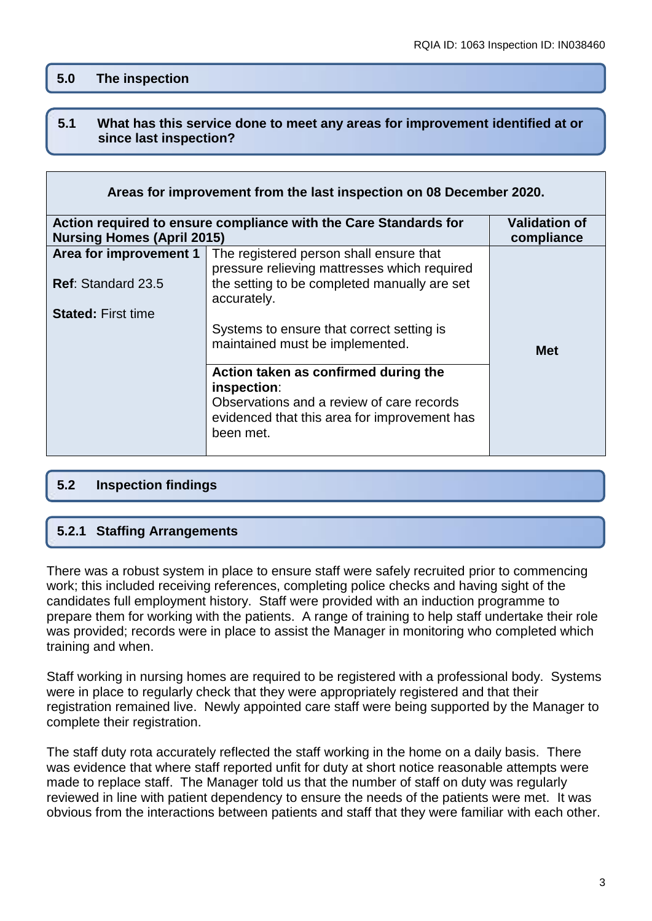## 5.0 The inspection

### 5.1 What has this service done to meet any areas for improvement identified at or since last inspection?

| Areas for improvement from the last inspection on 08 December 2020. | | |
|---|---|---|
| **Action required to ensure compliance with the Care Standards for Nursing Homes (April 2015)** | | **Validation of compliance** |
| **Area for improvement 1**<br><br>**Ref**: Standard 23.5<br><br>**Stated:** First time | The registered person shall ensure that pressure relieving mattresses which required the setting to be completed manually are set accurately.<br><br>Systems to ensure that correct setting is maintained must be implemented. | **Met** |
| | **Action taken as confirmed during the inspection**:<br>Observations and a review of care records evidenced that this area for improvement has been met. | |

### 5.2 Inspection findings

#### 5.2.1 Staffing Arrangements

There was a robust system in place to ensure staff were safely recruited prior to commencing work; this included receiving references, completing police checks and having sight of the candidates full employment history. Staff were provided with an induction programme to prepare them for working with the patients. A range of training to help staff undertake their role was provided; records were in place to assist the Manager in monitoring who completed which training and when.

Staff working in nursing homes are required to be registered with a professional body. Systems were in place to regularly check that they were appropriately registered and that their registration remained live. Newly appointed care staff were being supported by the Manager to complete their registration.

The staff duty rota accurately reflected the staff working in the home on a daily basis. There was evidence that where staff reported unfit for duty at short notice reasonable attempts were made to replace staff. The Manager told us that the number of staff on duty was regularly reviewed in line with patient dependency to ensure the needs of the patients were met. It was obvious from the interactions between patients and staff that they were familiar with each other.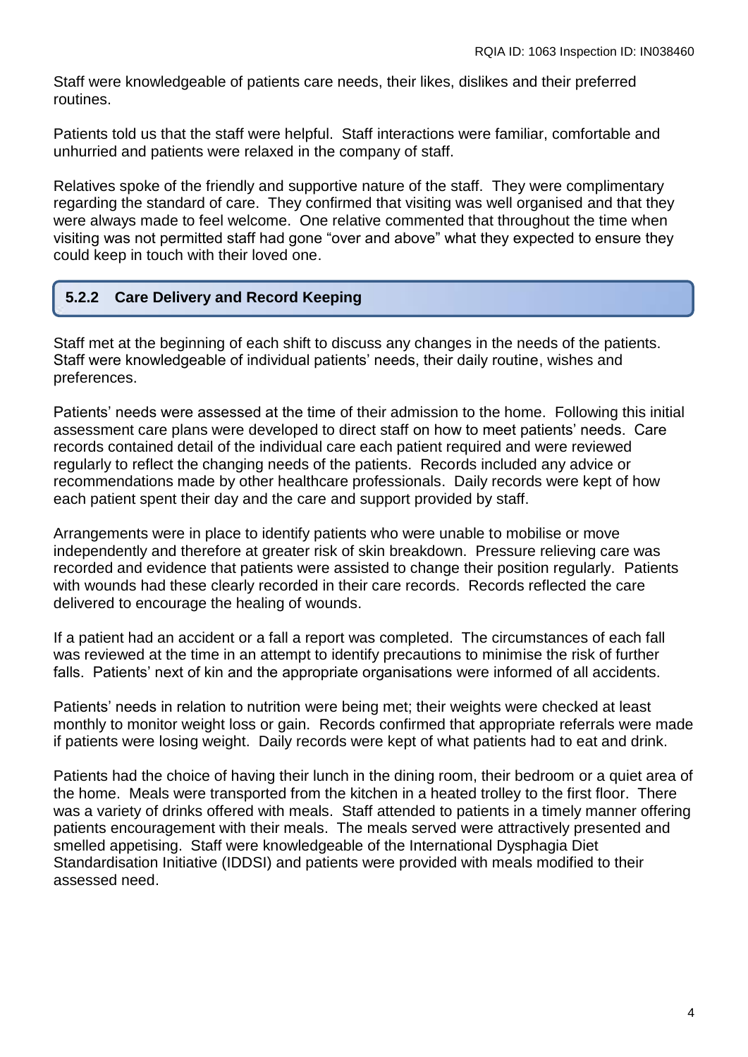Staff were knowledgeable of patients care needs, their likes, dislikes and their preferred routines.

Patients told us that the staff were helpful. Staff interactions were familiar, comfortable and unhurried and patients were relaxed in the company of staff.

Relatives spoke of the friendly and supportive nature of the staff. They were complimentary regarding the standard of care. They confirmed that visiting was well organised and that they were always made to feel welcome. One relative commented that throughout the time when visiting was not permitted staff had gone "over and above" what they expected to ensure they could keep in touch with their loved one.

### 5.2.2 Care Delivery and Record Keeping

Staff met at the beginning of each shift to discuss any changes in the needs of the patients. Staff were knowledgeable of individual patients' needs, their daily routine, wishes and preferences.

Patients' needs were assessed at the time of their admission to the home. Following this initial assessment care plans were developed to direct staff on how to meet patients' needs. Care records contained detail of the individual care each patient required and were reviewed regularly to reflect the changing needs of the patients. Records included any advice or recommendations made by other healthcare professionals. Daily records were kept of how each patient spent their day and the care and support provided by staff.

Arrangements were in place to identify patients who were unable to mobilise or move independently and therefore at greater risk of skin breakdown. Pressure relieving care was recorded and evidence that patients were assisted to change their position regularly. Patients with wounds had these clearly recorded in their care records. Records reflected the care delivered to encourage the healing of wounds.

If a patient had an accident or a fall a report was completed. The circumstances of each fall was reviewed at the time in an attempt to identify precautions to minimise the risk of further falls. Patients' next of kin and the appropriate organisations were informed of all accidents.

Patients' needs in relation to nutrition were being met; their weights were checked at least monthly to monitor weight loss or gain. Records confirmed that appropriate referrals were made if patients were losing weight. Daily records were kept of what patients had to eat and drink.

Patients had the choice of having their lunch in the dining room, their bedroom or a quiet area of the home. Meals were transported from the kitchen in a heated trolley to the first floor. There was a variety of drinks offered with meals. Staff attended to patients in a timely manner offering patients encouragement with their meals. The meals served were attractively presented and smelled appetising. Staff were knowledgeable of the International Dysphagia Diet Standardisation Initiative (IDDSI) and patients were provided with meals modified to their assessed need.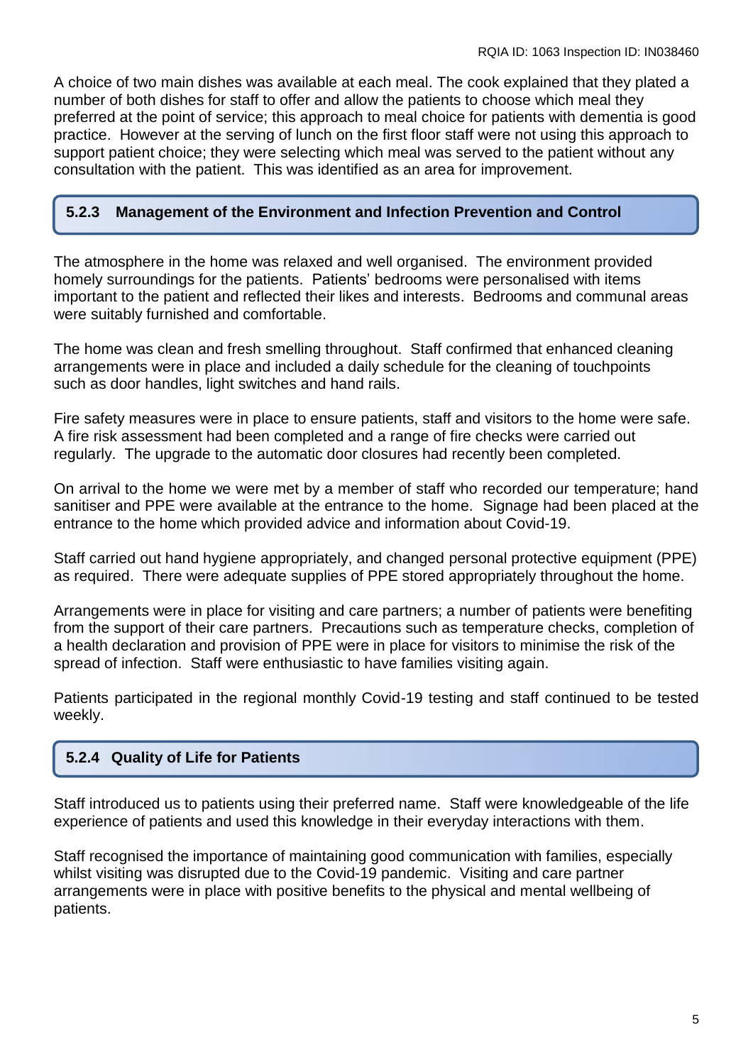A choice of two main dishes was available at each meal. The cook explained that they plated a number of both dishes for staff to offer and allow the patients to choose which meal they preferred at the point of service; this approach to meal choice for patients with dementia is good practice. However at the serving of lunch on the first floor staff were not using this approach to support patient choice; they were selecting which meal was served to the patient without any consultation with the patient. This was identified as an area for improvement.

### 5.2.3 Management of the Environment and Infection Prevention and Control

The atmosphere in the home was relaxed and well organised. The environment provided homely surroundings for the patients. Patients' bedrooms were personalised with items important to the patient and reflected their likes and interests. Bedrooms and communal areas were suitably furnished and comfortable.

The home was clean and fresh smelling throughout. Staff confirmed that enhanced cleaning arrangements were in place and included a daily schedule for the cleaning of touchpoints such as door handles, light switches and hand rails.

Fire safety measures were in place to ensure patients, staff and visitors to the home were safe. A fire risk assessment had been completed and a range of fire checks were carried out regularly. The upgrade to the automatic door closures had recently been completed.

On arrival to the home we were met by a member of staff who recorded our temperature; hand sanitiser and PPE were available at the entrance to the home. Signage had been placed at the entrance to the home which provided advice and information about Covid-19.

Staff carried out hand hygiene appropriately, and changed personal protective equipment (PPE) as required. There were adequate supplies of PPE stored appropriately throughout the home.

Arrangements were in place for visiting and care partners; a number of patients were benefiting from the support of their care partners. Precautions such as temperature checks, completion of a health declaration and provision of PPE were in place for visitors to minimise the risk of the spread of infection. Staff were enthusiastic to have families visiting again.

Patients participated in the regional monthly Covid-19 testing and staff continued to be tested weekly.

### 5.2.4 Quality of Life for Patients

Staff introduced us to patients using their preferred name. Staff were knowledgeable of the life experience of patients and used this knowledge in their everyday interactions with them.

Staff recognised the importance of maintaining good communication with families, especially whilst visiting was disrupted due to the Covid-19 pandemic. Visiting and care partner arrangements were in place with positive benefits to the physical and mental wellbeing of patients.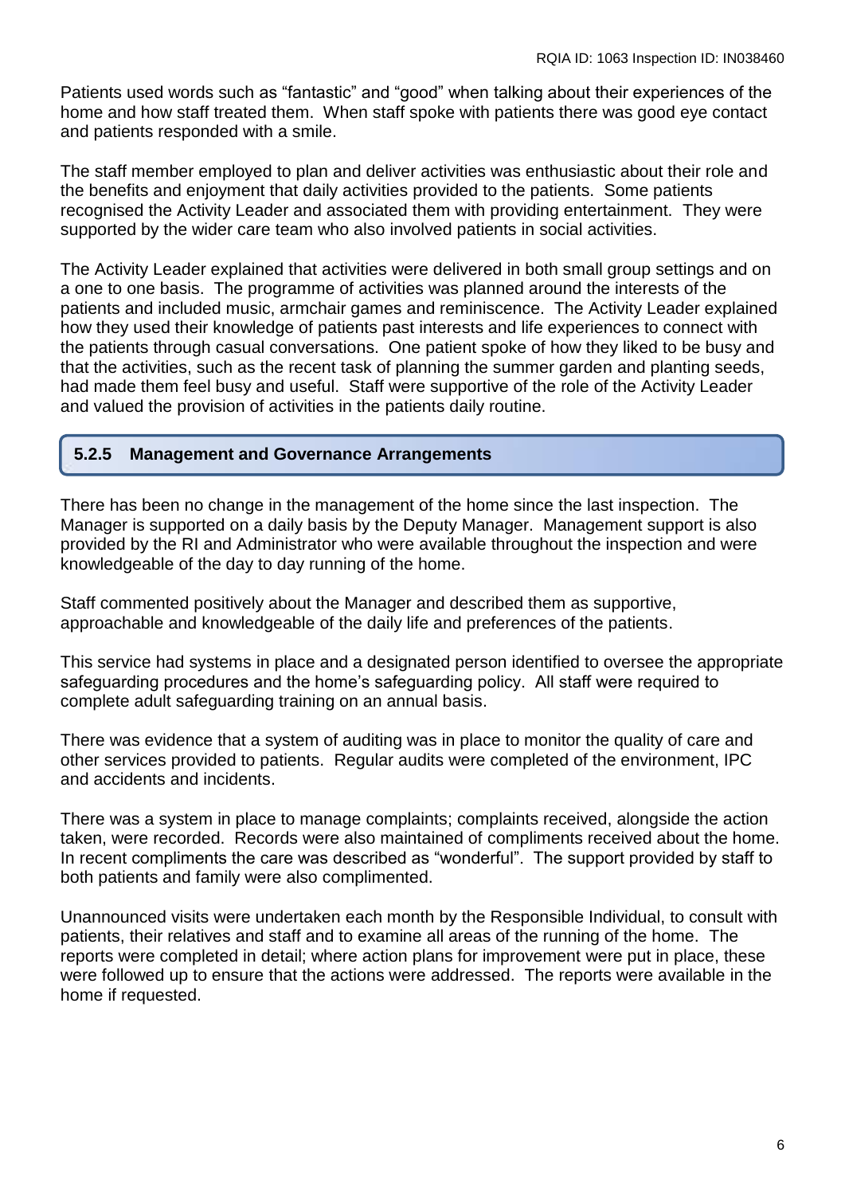Patients used words such as "fantastic" and "good" when talking about their experiences of the home and how staff treated them. When staff spoke with patients there was good eye contact and patients responded with a smile.

The staff member employed to plan and deliver activities was enthusiastic about their role and the benefits and enjoyment that daily activities provided to the patients. Some patients recognised the Activity Leader and associated them with providing entertainment. They were supported by the wider care team who also involved patients in social activities.

The Activity Leader explained that activities were delivered in both small group settings and on a one to one basis. The programme of activities was planned around the interests of the patients and included music, armchair games and reminiscence. The Activity Leader explained how they used their knowledge of patients past interests and life experiences to connect with the patients through casual conversations. One patient spoke of how they liked to be busy and that the activities, such as the recent task of planning the summer garden and planting seeds, had made them feel busy and useful. Staff were supportive of the role of the Activity Leader and valued the provision of activities in the patients daily routine.

### 5.2.5 Management and Governance Arrangements

There has been no change in the management of the home since the last inspection. The Manager is supported on a daily basis by the Deputy Manager. Management support is also provided by the RI and Administrator who were available throughout the inspection and were knowledgeable of the day to day running of the home.

Staff commented positively about the Manager and described them as supportive, approachable and knowledgeable of the daily life and preferences of the patients.

This service had systems in place and a designated person identified to oversee the appropriate safeguarding procedures and the home's safeguarding policy. All staff were required to complete adult safeguarding training on an annual basis.

There was evidence that a system of auditing was in place to monitor the quality of care and other services provided to patients. Regular audits were completed of the environment, IPC and accidents and incidents.

There was a system in place to manage complaints; complaints received, alongside the action taken, were recorded. Records were also maintained of compliments received about the home. In recent compliments the care was described as "wonderful". The support provided by staff to both patients and family were also complimented.

Unannounced visits were undertaken each month by the Responsible Individual, to consult with patients, their relatives and staff and to examine all areas of the running of the home. The reports were completed in detail; where action plans for improvement were put in place, these were followed up to ensure that the actions were addressed. The reports were available in the home if requested.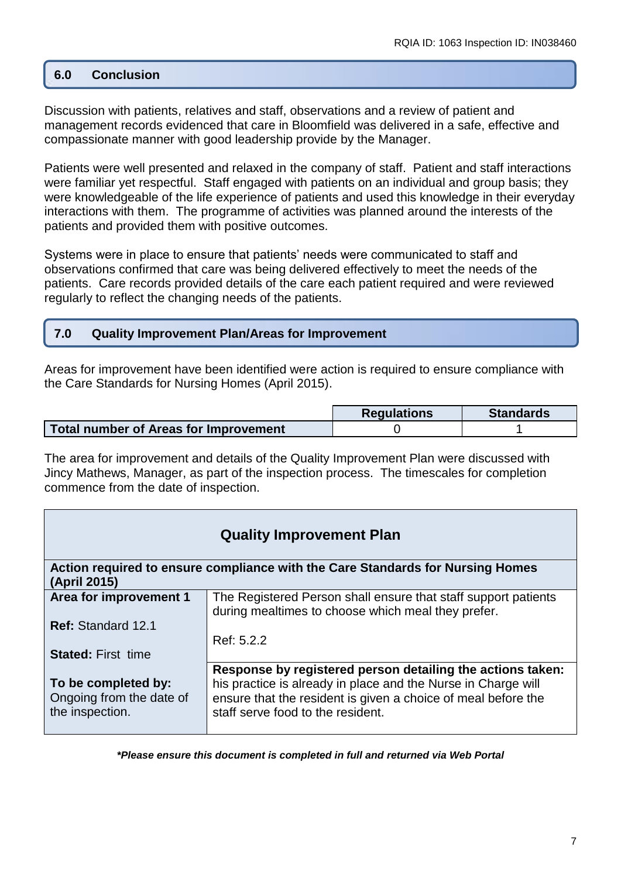## 6.0 Conclusion

Discussion with patients, relatives and staff, observations and a review of patient and management records evidenced that care in Bloomfield was delivered in a safe, effective and compassionate manner with good leadership provide by the Manager.

Patients were well presented and relaxed in the company of staff. Patient and staff interactions were familiar yet respectful. Staff engaged with patients on an individual and group basis; they were knowledgeable of the life experience of patients and used this knowledge in their everyday interactions with them. The programme of activities was planned around the interests of the patients and provided them with positive outcomes.

Systems were in place to ensure that patients' needs were communicated to staff and observations confirmed that care was being delivered effectively to meet the needs of the patients. Care records provided details of the care each patient required and were reviewed regularly to reflect the changing needs of the patients.

## 7.0 Quality Improvement Plan/Areas for Improvement

Areas for improvement have been identified were action is required to ensure compliance with the Care Standards for Nursing Homes (April 2015).

| | Regulations | Standards |
|---|---|---|
| **Total number of Areas for Improvement** | 0 | 1 |

The area for improvement and details of the Quality Improvement Plan were discussed with Jincy Mathews, Manager, as part of the inspection process. The timescales for completion commence from the date of inspection.

| **Quality Improvement Plan** | |
|---|---|
| **Action required to ensure compliance with the Care Standards for Nursing Homes (April 2015)** | |
| **Area for improvement 1**<br><br>**Ref:** Standard 12.1<br><br>**Stated:** First time | The Registered Person shall ensure that staff support patients during mealtimes to choose which meal they prefer.<br><br>Ref: 5.2.2 |
| **To be completed by:** Ongoing from the date of the inspection. | **Response by registered person detailing the actions taken:** his practice is already in place and the Nurse in Charge will ensure that the resident is given a choice of meal before the staff serve food to the resident. |

***Please ensure this document is completed in full and returned via Web Portal**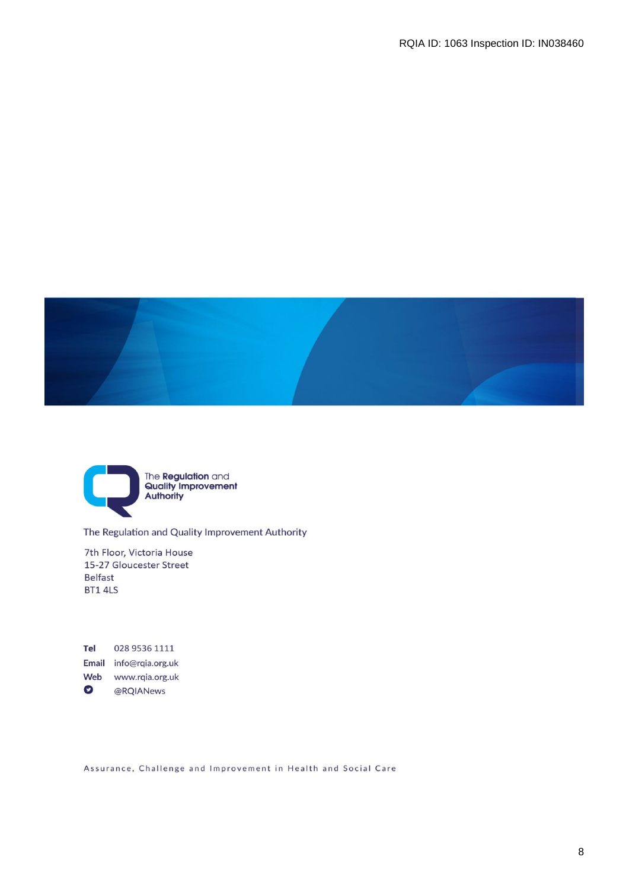The Regulation and Quality Improvement Authority

The Regulation and Quality Improvement Authority

7th Floor, Victoria House
15-27 Gloucester Street
Belfast
BT1 4LS

**Tel** 028 9536 1111
**Email** info@rqia.org.uk
**Web** www.rqia.org.uk
@RQIANews

Assurance, Challenge and Improvement in Health and Social Care